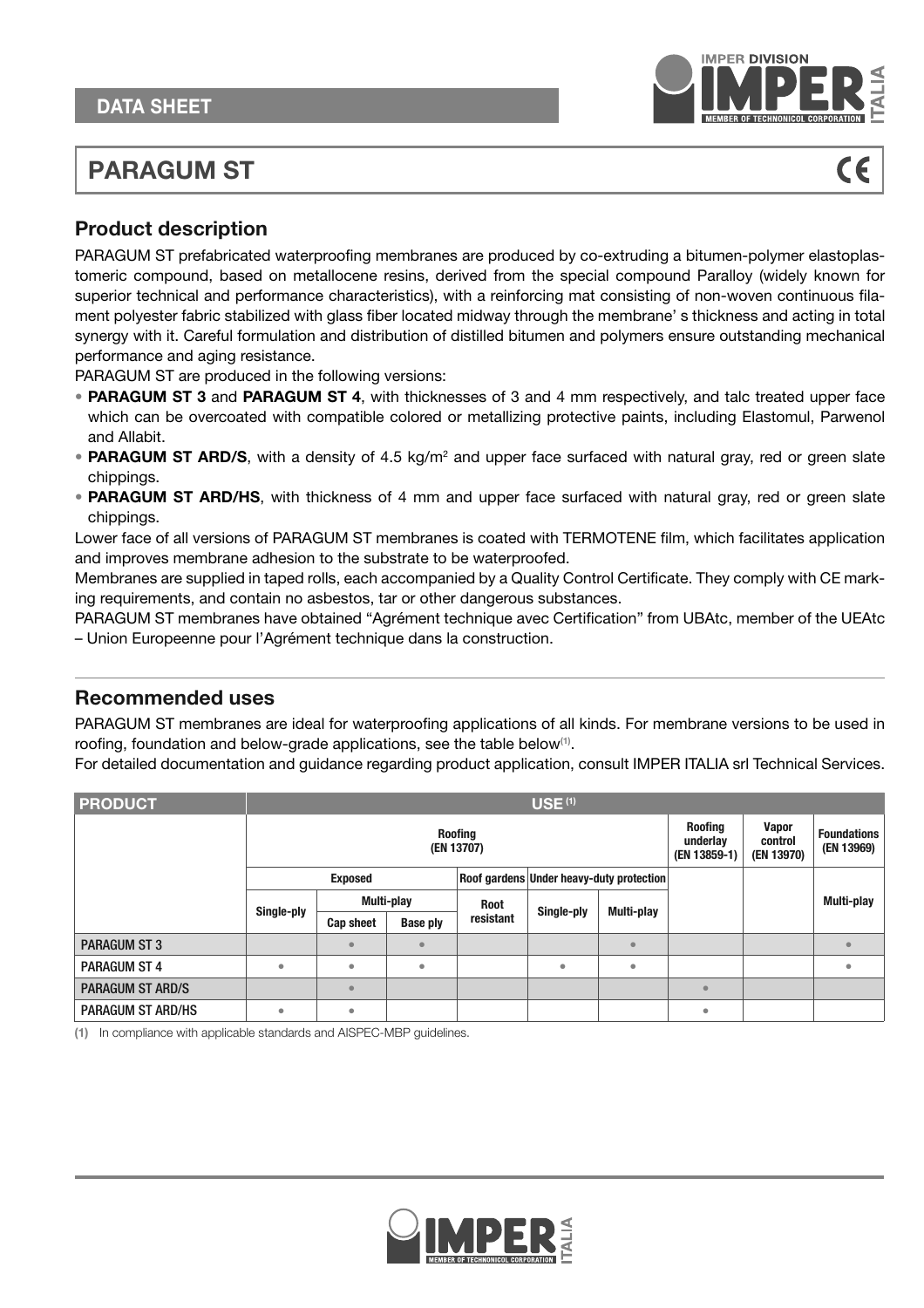## DATA SHEET

# PARAGUM ST

## Product description

PARAGUM ST prefabricated waterproofing membranes are produced by co-extruding a bitumen-polymer elastoplastomeric compound, based on metallocene resins, derived from the special compound Paralloy (widely known for superior technical and performance characteristics), with a reinforcing mat consisting of non-woven continuous filament polyester fabric stabilized with glass fiber located midway through the membrane' s thickness and acting in total synergy with it. Careful formulation and distribution of distilled bitumen and polymers ensure outstanding mechanical performance and aging resistance.

PARAGUM ST are produced in the following versions:

- **PARAGUM ST 3** and **PARAGUM ST 4**, with thicknesses of 3 and 4 mm respectively, and talc treated upper face which can be overcoated with compatible colored or metallizing protective paints, including Elastomul, Parwenol and Allabit.
- **PARAGUM ST ARD/S**, with a density of 4.5 kg/m² and upper face surfaced with natural gray, red or green slate chippings.
- **PARAGUM ST ARD/HS**, with thickness of 4 mm and upper face surfaced with natural gray, red or green slate chippings.

Lower face of all versions of PARAGUM ST membranes is coated with TERMOTENE film, which facilitates application and improves membrane adhesion to the substrate to be waterproofed.

Membranes are supplied in taped rolls, each accompanied by a Quality Control Certificate. They comply with CE marking requirements, and contain no asbestos, tar or other dangerous substances.

PARAGUM ST membranes have obtained "Agrément technique avec Certification" from UBAtc, member of the UEAtc – Union Europeenne pour l'Agrément technique dans la construction.

## Recommended uses

PARAGUM ST membranes are ideal for waterproofing applications of all kinds. For membrane versions to be used in roofing, foundation and below-grade applications, see the table below[1].

For detailed documentation and guidance regarding product application, consult IMPER ITALIA srl Technical Services.

| PRODUCT | USE [1] | | | | | | | | |
|---|---|---|---|---|---|---|---|---|---|
| | Roofing (EN 13707) | | | | | | Roofing underlay (EN 13859-1) | Vapor control (EN 13970) | Foundations (EN 13969) |
| | Exposed | | | Roof gardens | Under heavy-duty protection | | | | |
| | Single-ply | Multi-play | | Root resistant | Single-ply | Multi-play | | | Multi-play |
| | | Cap sheet | Base ply | | | | | | |
| PARAGUM ST 3 | | • | • | | | • | | | • |
| PARAGUM ST 4 | • | • | • | | • | • | | | • |
| PARAGUM ST ARD/S | | • | | | | | • | | |
| PARAGUM ST ARD/HS | • | • | | | | | • | | |

(1) In compliance with applicable standards and AISPEC-MBP guidelines.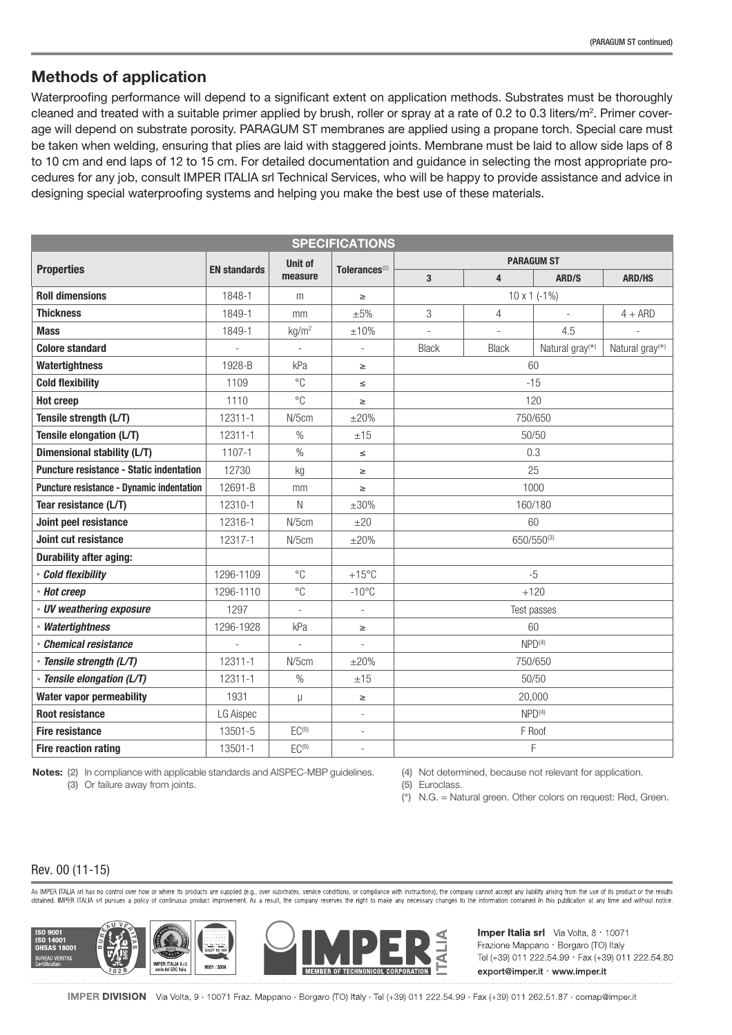## Methods of application

Waterproofing performance will depend to a significant extent on application methods. Substrates must be thoroughly cleaned and treated with a suitable primer applied by brush, roller or spray at a rate of 0.2 to 0.3 liters/m². Primer coverage will depend on substrate porosity. PARAGUM ST membranes are applied using a propane torch. Special care must be taken when welding, ensuring that plies are laid with staggered joints. Membrane must be laid to allow side laps of 8 to 10 cm and end laps of 12 to 15 cm. For detailed documentation and guidance in selecting the most appropriate procedures for any job, consult IMPER ITALIA srl Technical Services, who will be happy to provide assistance and advice in designing special waterproofing systems and helping you make the best use of these materials.

| SPECIFICATIONS | | | | | | | |
|---|---|---|---|---|---|---|---|
| **Properties** | **EN standards** | **Unit of measure** | **Tolerances[2]** | **PARAGUM ST** | | | |
| | | | | **3** | **4** | **ARD/S** | **ARD/HS** |
| **Roll dimensions** | 1848-1 | m | ≥ | 10 x 1 (-1%) | | | |
| **Thickness** | 1849-1 | mm | ±5% | 3 | 4 | - | 4 + ARD |
| **Mass** | 1849-1 | kg/m² | ±10% | - | - | 4.5 | - |
| **Colore standard** | - | - | - | Black | Black | Natural gray(*) | Natural gray(*) |
| **Watertightness** | 1928-B | kPa | ≥ | 60 | | | |
| **Cold flexibility** | 1109 | °C | ≤ | -15 | | | |
| **Hot creep** | 1110 | °C | ≥ | 120 | | | |
| **Tensile strength (L/T)** | 12311-1 | N/5cm | ±20% | 750/650 | | | |
| **Tensile elongation (L/T)** | 12311-1 | % | ±15 | 50/50 | | | |
| **Dimensional stability (L/T)** | 1107-1 | % | ≤ | 0.3 | | | |
| **Puncture resistance - Static indentation** | 12730 | kg | ≥ | 25 | | | |
| **Puncture resistance - Dynamic indentation** | 12691-B | mm | ≥ | 1000 | | | |
| **Tear resistance (L/T)** | 12310-1 | N | ±30% | 160/180 | | | |
| **Joint peel resistance** | 12316-1 | N/5cm | ±20 | 60 | | | |
| **Joint cut resistance** | 12317-1 | N/5cm | ±20% | 650/550[3] | | | |
| **Durability after aging:** | | | | | | | |
| • ***Cold flexibility*** | 1296-1109 | °C | +15°C | -5 | | | |
| • ***Hot creep*** | 1296-1110 | °C | -10°C | +120 | | | |
| • ***UV weathering exposure*** | 1297 | - | - | Test passes | | | |
| • ***Watertightness*** | 1296-1928 | kPa | ≥ | 60 | | | |
| • ***Chemical resistance*** | - | - | - | NPD[4] | | | |
| • ***Tensile strength (L/T)*** | 12311-1 | N/5cm | ±20% | 750/650 | | | |
| • ***Tensile elongation (L/T)*** | 12311-1 | % | ±15 | 50/50 | | | |
| **Water vapor permeability** | 1931 | μ | ≥ | 20,000 | | | |
| **Root resistance** | LG Aispec | | - | NPD[4] | | | |
| **Fire resistance** | 13501-5 | EC[5] | - | F Roof | | | |
| **Fire reaction rating** | 13501-1 | EC[5] | - | F | | | |

**Notes:** (2) In compliance with applicable standards and AISPEC-MBP guidelines.
(3) Or failure away from joints.
(4) Not determined, because not relevant for application.
(5) Euroclass.
(*) N.G. = Natural green. Other colors on request: Red, Green.

Rev. 00 (11-15)

As IMPER ITALIA srl has no control over how or where its products are supplied (e.g., over substrates, service conditions, or compliance with instructions), the company cannot accept any liability arising from the use of its product or the results obtained. IMPER ITALIA srl pursues a policy of continuous product improvement. As a result, the company reserves the right to make any necessary changes to the information contained in this publication at any time and without notice.

ISO 9001 ISO 14001 OHSAS 18001 BUREAU VERITAS Certification

IMPER ITALIA S.r.l. socio del GBC Italia

MEMBER OF TECHNONICOL CORPORATION

**Imper Italia srl** Via Volta, 8 · 10071 Frazione Mappano · Borgaro (TO) Italy Tel (+39) 011 222.54.99 · Fax (+39) 011 222.54.80 export@imper.it · www.imper.it

**IMPER DIVISION** Via Volta, 9 · 10071 Fraz. Mappano · Borgaro (TO) Italy · Tel (+39) 011 222.54.99 · Fax (+39) 011 262.51.87 · comap@imper.it